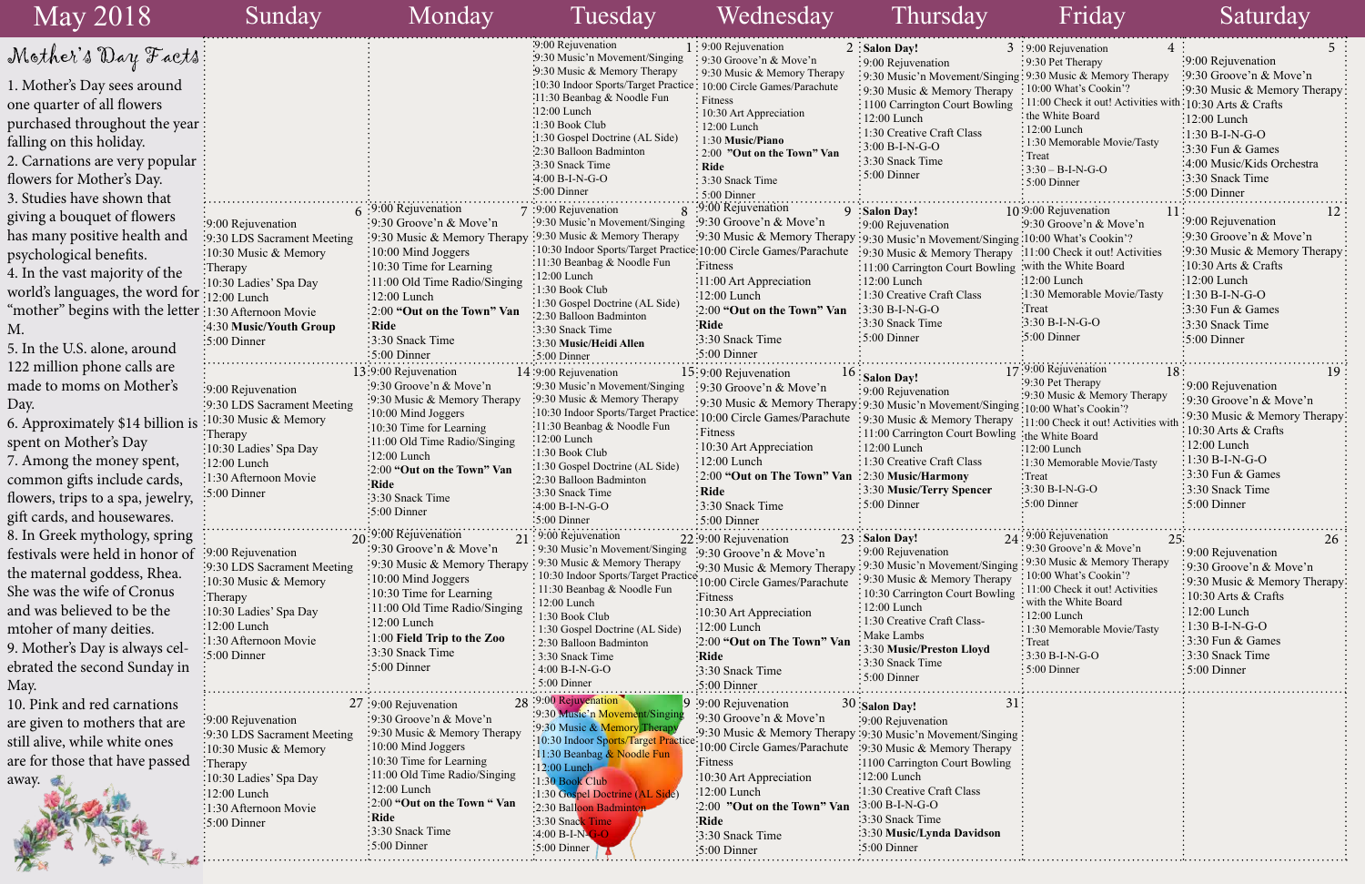# May 2018

## Mother's Day Facts

1. Mother's Day sees around one quarter of all flowers purchased throughout the year falling on this holiday.
2. Carnations are very popular flowers for Mother's Day.
3. Studies have shown that giving a bouquet of flowers has many positive health and psychological benefits.
4. In the vast majority of the world's languages, the word for "mother" begins with the letter M.
5. In the U.S. alone, around 122 million phone calls are made to moms on Mother's Day.
6. Approximately $14 billion is spent on Mother's Day
7. Among the money spent, common gifts include cards, flowers, trips to a spa, jewelry, gift cards, and housewares.
8. In Greek mythology, spring festivals were held in honor of the maternal goddess, Rhea. She was the wife of Cronus and was believed to be the mtoher of many deities.
9. Mother's Day is always celebrated the second Sunday in May.
10. Pink and red carnations are given to mothers that are still alive, while white ones are for those that have passed away.

| Sunday | Monday | Tuesday | Wednesday | Thursday | Friday | Saturday |
|---|---|---|---|---|---|---|
| | | **1** 9:00 Rejuvenation<br>9:30 Music'n Movement/Singing<br>9:30 Music & Memory Therapy<br>10:30 Indoor Sports/Target Practice<br>11:30 Beanbag & Noodle Fun<br>12:00 Lunch<br>1:30 Book Club<br>1:30 Gospel Doctrine (AL Side)<br>2:30 Balloon Badminton<br>3:30 Snack Time<br>4:00 B-I-N-GO<br>5:00 Dinner | **2** 9:00 Rejuvenation<br>9:30 Groove'n & Move'n<br>9:30 Music & Memory Therapy<br>10:00 Circle Games/Parachute Fitness<br>10:30 Art Appreciation<br>12:00 Lunch<br>1:30 **Music/Piano**<br>2:00 **"Out on the Town" Van Ride**<br>3:30 Snack Time<br>5:00 Dinner | **3** **Salon Day!**<br>9:00 Rejuvenation<br>9:30 Music'n Movement/Singing<br>9:30 Music & Memory Therapy<br>1100 Carrington Court Bowling<br>12:00 Lunch<br>1:30 Creative Craft Class<br>3:00 B-I-N-G-O<br>3:30 Snack Time<br>5:00 Dinner | **4** 9:00 Rejuvenation<br>9:30 Pet Therapy<br>9:30 Music & Memory Therapy<br>10:00 What's Cookin'?<br>11:00 Check it out! Activities with the White Board<br>12:00 Lunch<br>1:30 Memorable Movie/Tasty Treat<br>3:30 – B-I-N-G-O<br>5:00 Dinner | **5** 9:00 Rejuvenation<br>9:30 Groove'n & Move'n<br>9:30 Music & Memory Therapy<br>10:30 Arts & Crafts<br>12:00 Lunch<br>1:30 B-I-N-G-O<br>3:30 Fun & Games<br>4:00 Music/Kids Orchestra<br>3:30 Snack Time<br>5:00 Dinner |
| **6** 9:00 Rejuvenation<br>9:30 LDS Sacrament Meeting<br>10:30 Music & Memory Therapy<br>10:30 Ladies' Spa Day<br>12:00 Lunch<br>1:30 Afternoon Movie<br>4:30 **Music/Youth Group**<br>5:00 Dinner | **7** 9:00 Rejuvenation<br>9:30 Groove'n & Move'n<br>9:30 Music & Memory Therapy<br>10:00 Mind Joggers<br>10:30 Time for Learning<br>11:00 Old Time Radio/Singing<br>12:00 Lunch<br>2:00 **"Out on the Town" Van Ride**<br>3:30 Snack Time<br>5:00 Dinner | **8** 9:00 Rejuvenation<br>9:30 Music'n Movement/Singing<br>9:30 Music & Memory Therapy<br>10:30 Indoor Sports/Target Practice<br>11:30 Beanbag & Noodle Fun<br>12:00 Lunch<br>1:30 Book Club<br>1:30 Gospel Doctrine (AL Side)<br>2:30 Balloon Badminton<br>3:30 Snack Time<br>3:30 **Music/Heidi Allen**<br>5:00 Dinner | **9** 9:00 Rejuvenation<br>9:30 Groove'n & Move'n<br>9:30 Music & Memory Therapy<br>10:00 Circle Games/Parachute Fitness<br>11:00 Art Appreciation<br>12:00 Lunch<br>2:00 **"Out on the Town" Van Ride**<br>3:30 Snack Time<br>5:00 Dinner | **10** **Salon Day!**<br>9:00 Rejuvenation<br>9:30 Music'n Movement/Singing<br>9:30 Music & Memory Therapy<br>11:00 Carrington Court Bowling<br>12:00 Lunch<br>1:30 Creative Craft Class<br>3:30 B-I-N-G-O<br>3:30 Snack Time<br>5:00 Dinner | **11** 9:00 Rejuvenation<br>9:30 Groove'n & Move'n<br>10:00 What's Cookin'?<br>11:00 Check it out! Activities with the White Board<br>12:00 Lunch<br>1:30 Memorable Movie/Tasty Treat<br>3:30 B-I-N-G-O<br>5:00 Dinner | **12** 9:00 Rejuvenation<br>9:30 Groove'n & Move'n<br>9:30 Music & Memory Therapy<br>10:30 Arts & Crafts<br>12:00 Lunch<br>1:30 B-I-N-G-O<br>3:30 Fun & Games<br>3:30 Snack Time<br>5:00 Dinner |
| **13** 9:00 Rejuvenation<br>9:30 LDS Sacrament Meeting<br>10:30 Music & Memory Therapy<br>10:30 Ladies' Spa Day<br>12:00 Lunch<br>1:30 Afternoon Movie<br>5:00 Dinner | **14** 9:00 Rejuvenation<br>9:30 Groove'n & Move'n<br>9:30 Music & Memory Therapy<br>10:00 Mind Joggers<br>10:30 Time for Learning<br>11:00 Old Time Radio/Singing<br>12:00 Lunch<br>2:00 **"Out on the Town" Van Ride**<br>3:30 Snack Time<br>5:00 Dinner | **15** 9:00 Rejuvenation<br>9:30 Music'n Movement/Singing<br>9:30 Music & Memory Therapy<br>10:30 Indoor Sports/Target Practice<br>11:30 Beanbag & Noodle Fun<br>12:00 Lunch<br>1:30 Book Club<br>1:30 Gospel Doctrine (AL Side)<br>2:30 Balloon Badminton<br>3:30 Snack Time<br>4:00 B-I-N-G-O<br>5:00 Dinner | **16** 9:00 Rejuvenation<br>9:30 Groove'n & Move'n<br>9:30 Music & Memory Therapy<br>10:00 Circle Games/Parachute Fitness<br>10:30 Art Appreciation<br>12:00 Lunch<br>2:00 **"Out on The Town" Van Ride**<br>3:30 Snack Time<br>5:00 Dinner | **17** **Salon Day!**<br>9:00 Rejuvenation<br>9:30 Music'n Movement/Singing<br>9:30 Music & Memory Therapy<br>11:00 Carrington Court Bowling<br>12:00 Lunch<br>1:30 Creative Craft Class<br>2:30 **Music/Harmony**<br>3:30 **Music/Terry Spencer**<br>5:00 Dinner | **18** 9:00 Rejuvenation<br>9:30 Pet Therapy<br>9:30 Music & Memory Therapy<br>10:00 What's Cookin'?<br>11:00 Check it out! Activities with the White Board<br>12:00 Lunch<br>1:30 Memorable Movie/Tasty Treat<br>3:30 B-I-N-G-O<br>5:00 Dinner | **19** 9:00 Rejuvenation<br>9:30 Groove'n & Move'n<br>9:30 Music & Memory Therapy<br>10:30 Arts & Crafts<br>12:00 Lunch<br>1:30 B-I-N-G-O<br>3:30 Fun & Games<br>3:30 Snack Time<br>5:00 Dinner |
| **20** 9:00 Rejuvenation<br>9:30 LDS Sacrament Meeting<br>10:30 Music & Memory Therapy<br>10:30 Ladies' Spa Day<br>12:00 Lunch<br>1:30 Afternoon Movie<br>5:00 Dinner | **21** 9:00 Rejuvenation<br>9:30 Groove'n & Move'n<br>9:30 Music & Memory Therapy<br>10:00 Mind Joggers<br>10:30 Time for Learning<br>11:00 Old Time Radio/Singing<br>12:00 Lunch<br>1:00 **Field Trip to the Zoo**<br>3:30 Snack Time<br>5:00 Dinner | **22** 9:00 Rejuvenation<br>9:30 Music'n Movement/Singing<br>9:30 Music & Memory Therapy<br>10:30 Indoor Sports/Target Practice<br>11:30 Beanbag & Noodle Fun<br>12:00 Lunch<br>1:30 Book Club<br>1:30 Gospel Doctrine (AL Side)<br>2:30 Balloon Badminton<br>3:30 Snack Time<br>4:00 B-I-N-G-O<br>5:00 Dinner | **23** 9:00 Rejuvenation<br>9:30 Groove'n & Move'n<br>9:30 Music & Memory Therapy<br>10:00 Circle Games/Parachute Fitness<br>10:30 Art Appreciation<br>12:00 Lunch<br>2:00 **"Out on The Town" Van Ride**<br>3:30 Snack Time<br>5:00 Dinner | **24** **Salon Day!**<br>9:00 Rejuvenation<br>9:30 Music'n Movement/Singing<br>9:30 Music & Memory Therapy<br>10:30 Carrington Court Bowling<br>12:00 Lunch<br>1:30 Creative Craft Class- Make Lambs<br>3:30 **Music/Preston Lloyd**<br>3:30 Snack Time<br>5:00 Dinner | **25** 9:00 Rejuvenation<br>9:30 Groove'n & Move'n<br>9:30 Music & Memory Therapy<br>10:00 What's Cookin'?<br>11:00 Check it out! Activities with the White Board<br>12:00 Lunch<br>1:30 Memorable Movie/Tasty Treat<br>3:30 B-I-N-G-O<br>5:00 Dinner | **26** 9:00 Rejuvenation<br>9:30 Groove'n & Move'n<br>9:30 Music & Memory Therapy<br>10:30 Arts & Crafts<br>12:00 Lunch<br>1:30 B-I-N-G-O<br>3:30 Fun & Games<br>3:30 Snack Time<br>5:00 Dinner |
| **27** 9:00 Rejuvenation<br>9:30 LDS Sacrament Meeting<br>10:30 Music & Memory Therapy<br>10:30 Ladies' Spa Day<br>12:00 Lunch<br>1:30 Afternoon Movie<br>5:00 Dinner | **28** 9:00 Rejuvenation<br>9:30 Groove'n & Move'n<br>9:30 Music & Memory Therapy<br>10:00 Mind Joggers<br>10:30 Time for Learning<br>11:00 Old Time Radio/Singing<br>12:00 Lunch<br>2:00 **"Out on the Town " Van Ride**<br>3:30 Snack Time<br>5:00 Dinner | **29** 9:00 Rejuvenation<br>9:30 Music'n Movement/Singing<br>9:30 Music & Memory Therapy<br>10:30 Indoor Sports/Target Practice<br>11:30 Beanbag & Noodle Fun<br>12:00 Lunch<br>1:30 Book Club<br>1:30 Gospel Doctrine (AL Side)<br>2:30 Balloon Badminton<br>3:30 Snack Time<br>4:00 B-I-N-G-O<br>5:00 Dinner | **30** 9:00 Rejuvenation<br>9:30 Groove'n & Move'n<br>9:30 Music & Memory Therapy<br>10:00 Circle Games/Parachute Fitness<br>10:30 Art Appreciation<br>12:00 Lunch<br>2:00 **"Out on the Town" Van Ride**<br>3:30 Snack Time<br>5:00 Dinner | **31** **Salon Day!**<br>9:00 Rejuvenation<br>9:30 Music'n Movement/Singing<br>9:30 Music & Memory Therapy<br>1100 Carrington Court Bowling<br>12:00 Lunch<br>1:30 Creative Craft Class<br>3:00 B-I-N-G-O<br>3:30 Snack Time<br>3:30 **Music/Lynda Davidson**<br>5:00 Dinner | | |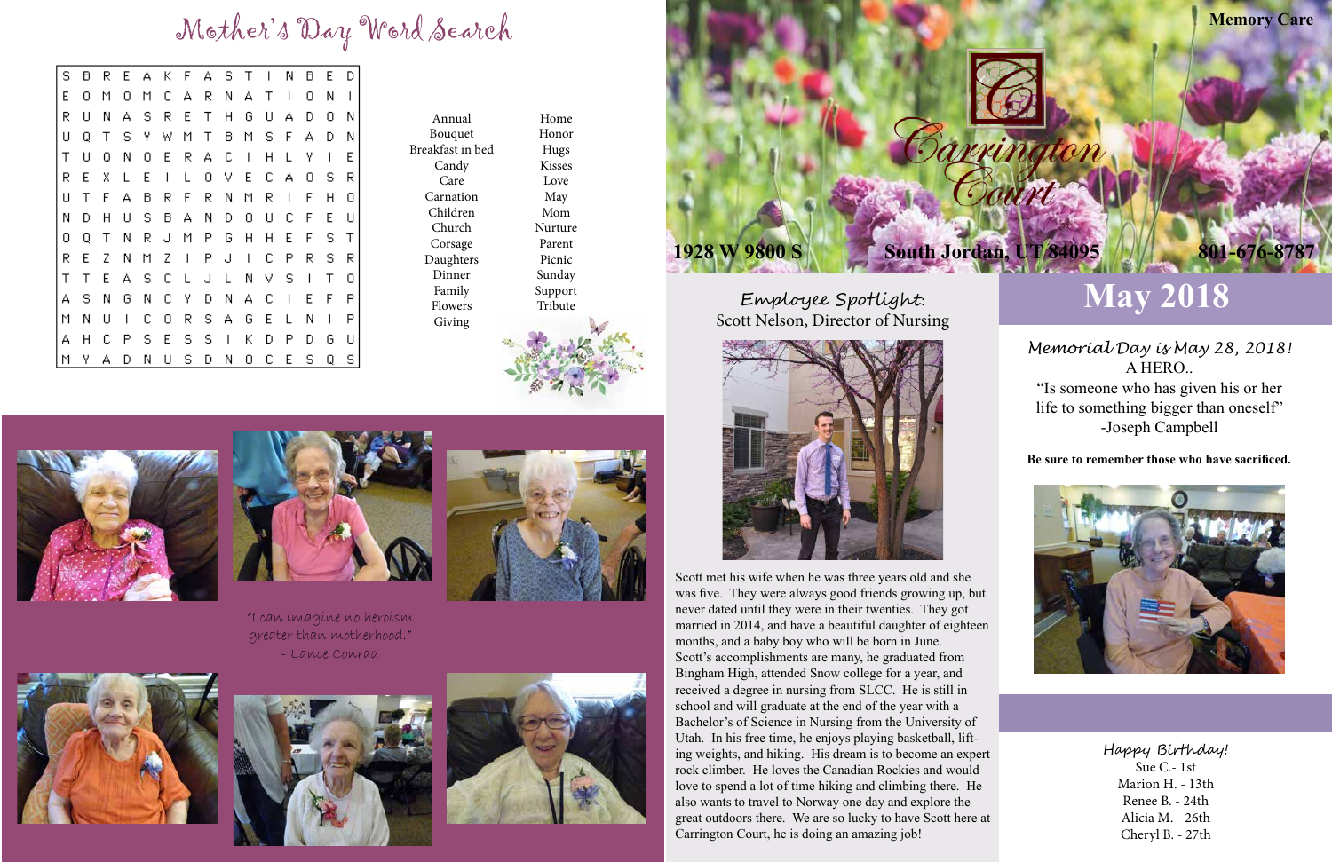# Mother's Day Word Search

```
S B R E A K F A S T I N B E D
E O M O M C A R N A T I O N I
R U N A S R E T H G U A D O N
U Q T S Y W M T B M S F A D N
T U Q N O E R A C I H L Y I E
R E X L E I L O V E C A O S R
U T F A B R F R N M R I F H O
N D H U S B A N D O U C F E U
O Q T N R J M P G H H E F S T
R E Z N M Z I P J I C P R S R
T T E A S C L J L N V S I T O
A S N G N C Y D N A C I E F P
M N U I C O R S A G E L N I P
A H C P S E S S I K D P D G U
M Y A D N U S D N O C E S Q S
```

Annual
Bouquet
Breakfast in bed
Candy
Care
Carnation
Children
Church
Corsage
Daughters
Dinner
Family
Flowers
Giving

Home
Honor
Hugs
Kisses
Love
May
Mom
Nurture
Parent
Picnic
Sunday
Support
Tribute

"I can imagine no heroism greater than motherhood."
- Lance Conrad

Memory Care

Carrington Court

1928 W 9800 S South Jordan, UT 84095 801-676-8787

## Employee Spotlight:

Scott Nelson, Director of Nursing

Scott met his wife when he was three years old and she was five. They were always good friends growing up, but never dated until they were in their twenties. They got married in 2014, and have a beautiful daughter of eighteen months, and a baby boy who will be born in June. Scott's accomplishments are many, he graduated from Bingham High, attended Snow college for a year, and received a degree in nursing from SLCC. He is still in school and will graduate at the end of the year with a Bachelor's of Science in Nursing from the University of Utah. In his free time, he enjoys playing basketball, lifting weights, and hiking. His dream is to become an expert rock climber. He loves the Canadian Rockies and would love to spend a lot of time hiking and climbing there. He also wants to travel to Norway one day and explore the great outdoors there. We are so lucky to have Scott here at Carrington Court, he is doing an amazing job!

# May 2018

*Memorial Day is May 28, 2018!*

A HERO..
"Is someone who has given his or her life to something bigger than oneself"
-Joseph Campbell

**Be sure to remember those who have sacrificed.**

*Happy Birthday!*

Sue C.- 1st
Marion H. - 13th
Renee B. - 24th
Alicia M. - 26th
Cheryl B. - 27th